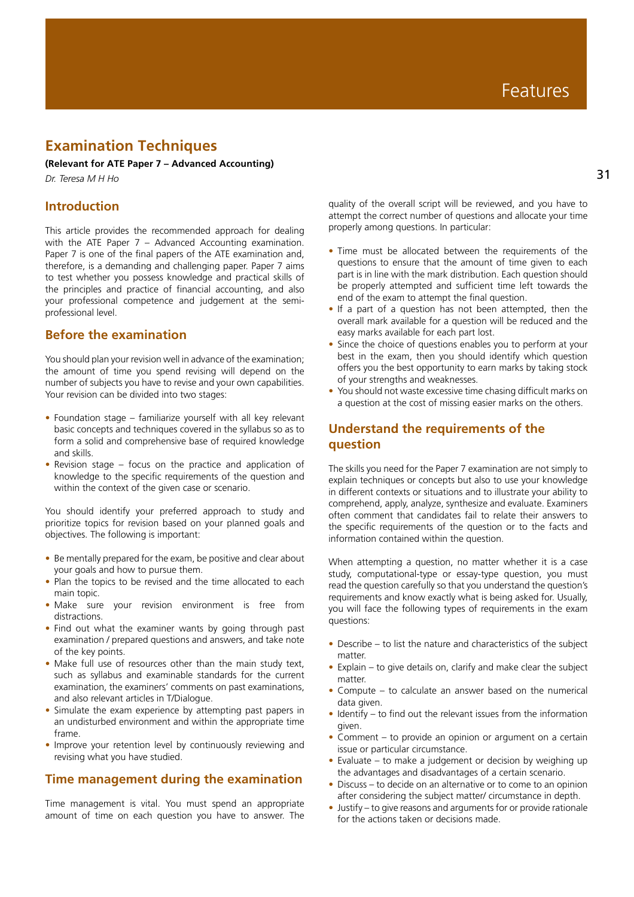# Examination Techniques

**(Relevant for ATE Paper 7 – Advanced Accounting)**

*Dr. Teresa M H Ho*

## Introduction

This article provides the recommended approach for dealing with the ATE Paper 7 – Advanced Accounting examination. Paper 7 is one of the final papers of the ATE examination and, therefore, is a demanding and challenging paper. Paper 7 aims to test whether you possess knowledge and practical skills of the principles and practice of financial accounting, and also your professional competence and judgement at the semi-professional level.

## Before the examination

You should plan your revision well in advance of the examination; the amount of time you spend revising will depend on the number of subjects you have to revise and your own capabilities. Your revision can be divided into two stages:

- Foundation stage – familiarize yourself with all key relevant basic concepts and techniques covered in the syllabus so as to form a solid and comprehensive base of required knowledge and skills.
- Revision stage – focus on the practice and application of knowledge to the specific requirements of the question and within the context of the given case or scenario.

You should identify your preferred approach to study and prioritize topics for revision based on your planned goals and objectives. The following is important:

- Be mentally prepared for the exam, be positive and clear about your goals and how to pursue them.
- Plan the topics to be revised and the time allocated to each main topic.
- Make sure your revision environment is free from distractions.
- Find out what the examiner wants by going through past examination / prepared questions and answers, and take note of the key points.
- Make full use of resources other than the main study text, such as syllabus and examinable standards for the current examination, the examiners' comments on past examinations, and also relevant articles in T/Dialogue.
- Simulate the exam experience by attempting past papers in an undisturbed environment and within the appropriate time frame.
- Improve your retention level by continuously reviewing and revising what you have studied.

## Time management during the examination

Time management is vital. You must spend an appropriate amount of time on each question you have to answer. The quality of the overall script will be reviewed, and you have to attempt the correct number of questions and allocate your time properly among questions. In particular:

- Time must be allocated between the requirements of the questions to ensure that the amount of time given to each part is in line with the mark distribution. Each question should be properly attempted and sufficient time left towards the end of the exam to attempt the final question.
- If a part of a question has not been attempted, then the overall mark available for a question will be reduced and the easy marks available for each part lost.
- Since the choice of questions enables you to perform at your best in the exam, then you should identify which question offers you the best opportunity to earn marks by taking stock of your strengths and weaknesses.
- You should not waste excessive time chasing difficult marks on a question at the cost of missing easier marks on the others.

## Understand the requirements of the question

The skills you need for the Paper 7 examination are not simply to explain techniques or concepts but also to use your knowledge in different contexts or situations and to illustrate your ability to comprehend, apply, analyze, synthesize and evaluate. Examiners often comment that candidates fail to relate their answers to the specific requirements of the question or to the facts and information contained within the question.

When attempting a question, no matter whether it is a case study, computational-type or essay-type question, you must read the question carefully so that you understand the question's requirements and know exactly what is being asked for. Usually, you will face the following types of requirements in the exam questions:

- Describe – to list the nature and characteristics of the subject matter.
- Explain – to give details on, clarify and make clear the subject matter.
- Compute – to calculate an answer based on the numerical data given.
- Identify – to find out the relevant issues from the information given.
- Comment – to provide an opinion or argument on a certain issue or particular circumstance.
- Evaluate – to make a judgement or decision by weighing up the advantages and disadvantages of a certain scenario.
- Discuss – to decide on an alternative or to come to an opinion after considering the subject matter/ circumstance in depth.
- Justify – to give reasons and arguments for or provide rationale for the actions taken or decisions made.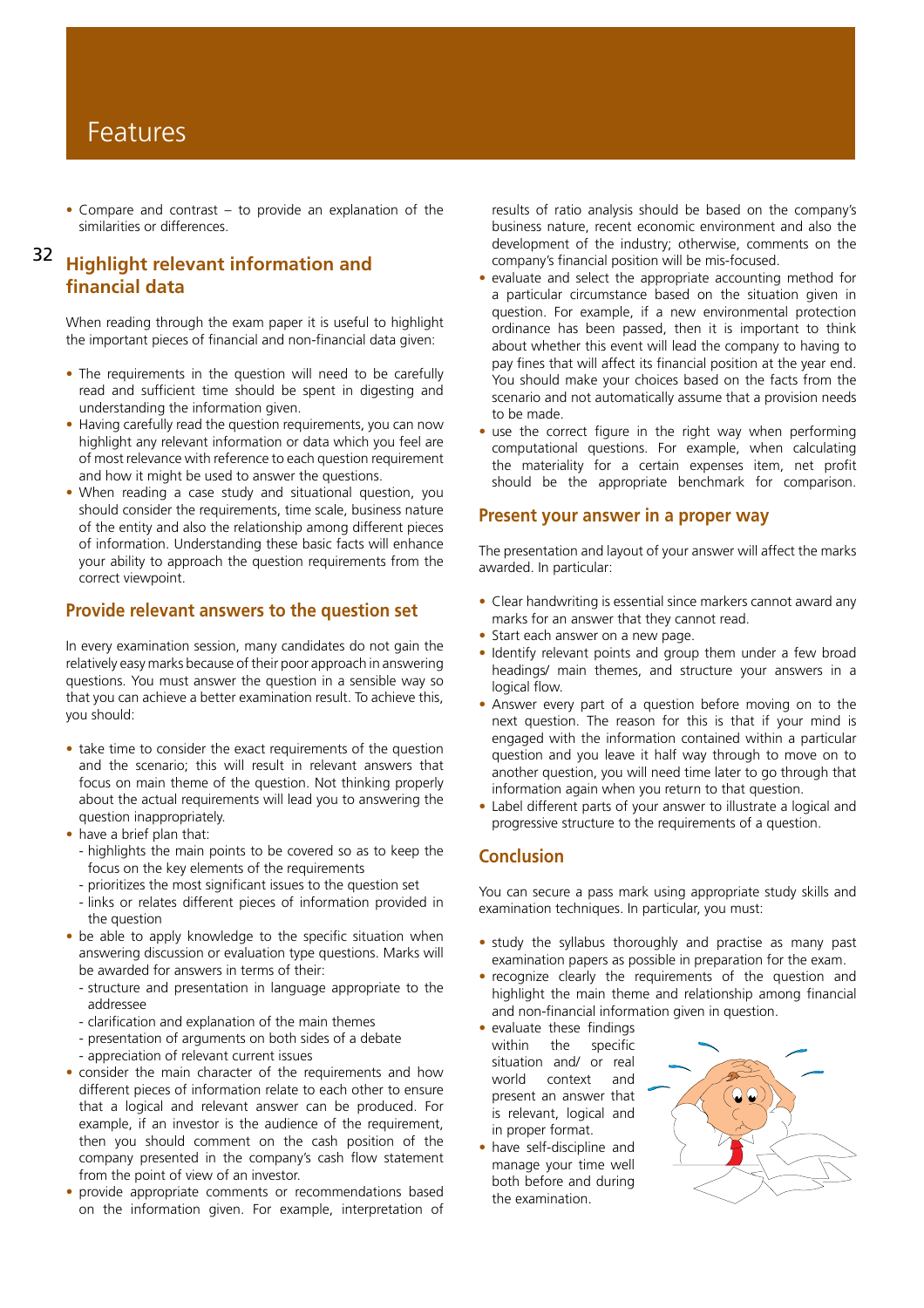# Features

- Compare and contrast – to provide an explanation of the similarities or differences.

## Highlight relevant information and financial data

When reading through the exam paper it is useful to highlight the important pieces of financial and non-financial data given:

- The requirements in the question will need to be carefully read and sufficient time should be spent in digesting and understanding the information given.
- Having carefully read the question requirements, you can now highlight any relevant information or data which you feel are of most relevance with reference to each question requirement and how it might be used to answer the questions.
- When reading a case study and situational question, you should consider the requirements, time scale, business nature of the entity and also the relationship among different pieces of information. Understanding these basic facts will enhance your ability to approach the question requirements from the correct viewpoint.

### Provide relevant answers to the question set

In every examination session, many candidates do not gain the relatively easy marks because of their poor approach in answering questions. You must answer the question in a sensible way so that you can achieve a better examination result. To achieve this, you should:

- take time to consider the exact requirements of the question and the scenario; this will result in relevant answers that focus on main theme of the question. Not thinking properly about the actual requirements will lead you to answering the question inappropriately.
- have a brief plan that:
  - highlights the main points to be covered so as to keep the focus on the key elements of the requirements
  - prioritizes the most significant issues to the question set
  - links or relates different pieces of information provided in the question
- be able to apply knowledge to the specific situation when answering discussion or evaluation type questions. Marks will be awarded for answers in terms of their:
  - structure and presentation in language appropriate to the addressee
  - clarification and explanation of the main themes
  - presentation of arguments on both sides of a debate
  - appreciation of relevant current issues
- consider the main character of the requirements and how different pieces of information relate to each other to ensure that a logical and relevant answer can be produced. For example, if an investor is the audience of the requirement, then you should comment on the cash position of the company presented in the company's cash flow statement from the point of view of an investor.
- provide appropriate comments or recommendations based on the information given. For example, interpretation of results of ratio analysis should be based on the company's business nature, recent economic environment and also the development of the industry; otherwise, comments on the company's financial position will be mis-focused.
- evaluate and select the appropriate accounting method for a particular circumstance based on the situation given in question. For example, if a new environmental protection ordinance has been passed, then it is important to think about whether this event will lead the company to having to pay fines that will affect its financial position at the year end. You should make your choices based on the facts from the scenario and not automatically assume that a provision needs to be made.
- use the correct figure in the right way when performing computational questions. For example, when calculating the materiality for a certain expenses item, net profit should be the appropriate benchmark for comparison.

### Present your answer in a proper way

The presentation and layout of your answer will affect the marks awarded. In particular:

- Clear handwriting is essential since markers cannot award any marks for an answer that they cannot read.
- Start each answer on a new page.
- Identify relevant points and group them under a few broad headings/ main themes, and structure your answers in a logical flow.
- Answer every part of a question before moving on to the next question. The reason for this is that if your mind is engaged with the information contained within a particular question and you leave it half way through to move on to another question, you will need time later to go through that information again when you return to that question.
- Label different parts of your answer to illustrate a logical and progressive structure to the requirements of a question.

### Conclusion

You can secure a pass mark using appropriate study skills and examination techniques. In particular, you must:

- study the syllabus thoroughly and practise as many past examination papers as possible in preparation for the exam.
- recognize clearly the requirements of the question and highlight the main theme and relationship among financial and non-financial information given in question.
- evaluate these findings within the specific situation and/ or real world context and present an answer that is relevant, logical and in proper format.
- have self-discipline and manage your time well both before and during the examination.